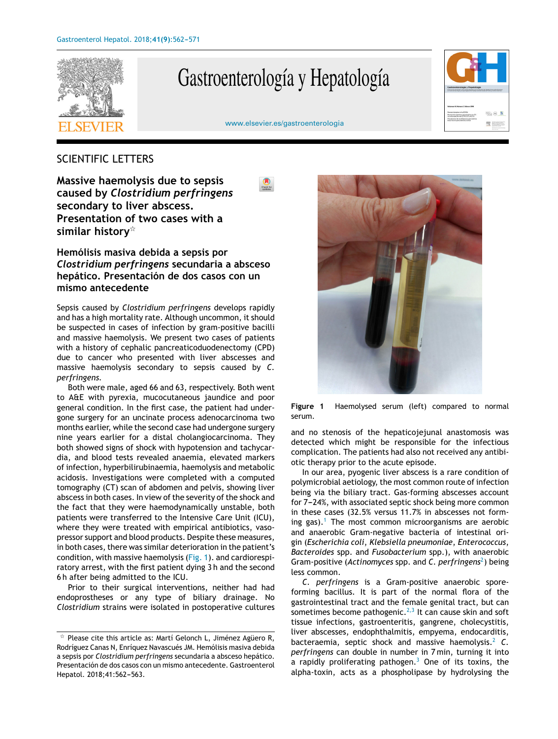SCIENTIFIC LETTERS

# Massive haemolysis due to sepsis caused by *Clostridium perfringens* secondary to liver abscess. Presentation of two cases with a similar history☆

## Hemólisis masiva debida a sepsis por *Clostridium perfringens* secundaria a absceso hepático. Presentación de dos casos con un mismo antecedente

Sepsis caused by *Clostridium perfringens* develops rapidly and has a high mortality rate. Although uncommon, it should be suspected in cases of infection by gram-positive bacilli and massive haemolysis. We present two cases of patients with a history of cephalic pancreaticoduodenectomy (CPD) due to cancer who presented with liver abscesses and massive haemolysis secondary to sepsis caused by *C. perfringens*.

Both were male, aged 66 and 63, respectively. Both went to A&E with pyrexia, mucocutaneous jaundice and poor general condition. In the first case, the patient had undergone surgery for an uncinate process adenocarcinoma two months earlier, while the second case had undergone surgery nine years earlier for a distal cholangiocarcinoma. They both showed signs of shock with hypotension and tachycardia, and blood tests revealed anaemia, elevated markers of infection, hyperbilirubinaemia, haemolysis and metabolic acidosis. Investigations were completed with a computed tomography (CT) scan of abdomen and pelvis, showing liver abscess in both cases. In view of the severity of the shock and the fact that they were haemodynamically unstable, both patients were transferred to the Intensive Care Unit (ICU), where they were treated with empirical antibiotics, vasopressor support and blood products. Despite these measures, in both cases, there was similar deterioration in the patient's condition, with massive haemolysis (Fig. 1). and cardiorespiratory arrest, with the first patient dying 3 h and the second 6 h after being admitted to the ICU.

Prior to their surgical interventions, neither had had endoprostheses or any type of biliary drainage. No *Clostridium* strains were isolated in postoperative cultures and no stenosis of the hepaticojejunal anastomosis was detected which might be responsible for the infectious complication. The patients had also not received any antibiotic therapy prior to the acute episode.

**Figure 1** Haemolysed serum (left) compared to normal serum.

In our area, pyogenic liver abscess is a rare condition of polymicrobial aetiology, the most common route of infection being via the biliary tract. Gas-forming abscesses account for 7–24%, with associated septic shock being more common in these cases (32.5% versus 11.7% in abscesses not forming gas).[1] The most common microorganisms are aerobic and anaerobic Gram-negative bacteria of intestinal origin (*Escherichia coli*, *Klebsiella pneumoniae*, *Enterococcus*, *Bacteroides* spp. and *Fusobacterium* spp.), with anaerobic Gram-positive (*Actinomyces* spp. and *C. perfringens*[2]) being less common.

*C. perfringens* is a Gram-positive anaerobic spore-forming bacillus. It is part of the normal flora of the gastrointestinal tract and the female genital tract, but can sometimes become pathogenic.[2,3] It can cause skin and soft tissue infections, gastroenteritis, gangrene, cholecystitis, liver abscesses, endophthalmitis, empyema, endocarditis, bacteraemia, septic shock and massive haemolysis.[2] *C. perfringens* can double in number in 7 min, turning it into a rapidly proliferating pathogen.[3] One of its toxins, the alpha-toxin, acts as a phospholipase by hydrolysing the

☆ Please cite this article as: Martí Gelonch L, Jiménez Agüero R, Rodríguez Canas N, Enríquez Navascués JM. Hemólisis masiva debida a sepsis por *Clostridium perfringens* secundaria a absceso hepático. Presentación de dos casos con un mismo antecedente. Gastroenterol Hepatol. 2018;41:562–563.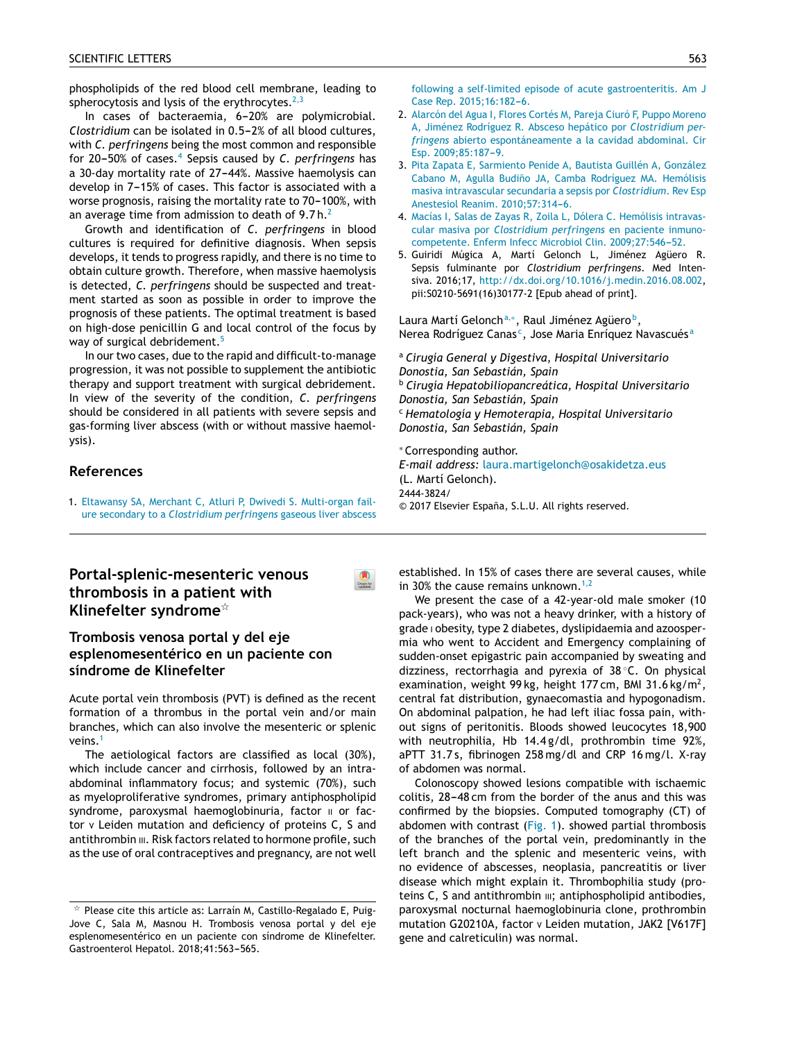phospholipids of the red blood cell membrane, leading to spherocytosis and lysis of the erythrocytes.[2,3]

In cases of bacteraemia, 6–20% are polymicrobial. *Clostridium* can be isolated in 0.5–2% of all blood cultures, with *C. perfringens* being the most common and responsible for 20–50% of cases.[4] Sepsis caused by *C. perfringens* has a 30-day mortality rate of 27–44%. Massive haemolysis can develop in 7–15% of cases. This factor is associated with a worse prognosis, raising the mortality rate to 70–100%, with an average time from admission to death of 9.7 h.[2]

Growth and identification of *C. perfringens* in blood cultures is required for definitive diagnosis. When sepsis develops, it tends to progress rapidly, and there is no time to obtain culture growth. Therefore, when massive haemolysis is detected, *C. perfringens* should be suspected and treatment started as soon as possible in order to improve the prognosis of these patients. The optimal treatment is based on high-dose penicillin G and local control of the focus by way of surgical debridement.[5]

In our two cases, due to the rapid and difficult-to-manage progression, it was not possible to supplement the antibiotic therapy and support treatment with surgical debridement. In view of the severity of the condition, *C. perfringens* should be considered in all patients with severe sepsis and gas-forming liver abscess (with or without massive haemolysis).

## References

1. Eltawansy SA, Merchant C, Atluri P, Dwivedi S. Multi-organ failure secondary to a *Clostridium perfringens* gaseous liver abscess following a self-limited episode of acute gastroenteritis. Am J Case Rep. 2015;16:182–6.
2. Alarcón del Agua I, Flores Cortés M, Pareja Ciuró F, Puppo Moreno A, Jiménez Rodríguez R. Absceso hepático por *Clostridium perfringens* abierto espontáneamente a la cavidad abdominal. Cir Esp. 2009;85:187–9.
3. Pita Zapata E, Sarmiento Penide A, Bautista Guillén A, González Cabano M, Agulla Budiño JA, Camba Rodríguez MA. Hemólisis masiva intravascular secundaria a sepsis por *Clostridium*. Rev Esp Anestesiol Reanim. 2010;57:314–6.
4. Macías I, Salas de Zayas R, Zoila L, Dólera C. Hemólisis intravascular masiva por *Clostridium perfringens* en paciente inmunocompetente. Enferm Infecc Microbiol Clin. 2009;27:546–52.
5. Guiridi Múgica A, Martí Gelonch L, Jiménez Agüero R. Sepsis fulminante por *Clostridium perfringens*. Med Intensiva. 2016;17, http://dx.doi.org/10.1016/j.medin.2016.08.002, pii:S0210-5691(16)30177-2 [Epub ahead of print].

Laura Martí Gelonch[a,*], Raul Jiménez Agüero[b], Nerea Rodríguez Canas[c], Jose Maria Enríquez Navascués[a]

[a] *Cirugía General y Digestiva, Hospital Universitario Donostia, San Sebastián, Spain*
[b] *Cirugía Hepatobiliopancreática, Hospital Universitario Donostia, San Sebastián, Spain*
[c] *Hematología y Hemoterapia, Hospital Universitario Donostia, San Sebastián, Spain*

[*] Corresponding author.
*E-mail address:* laura.martigelonch@osakidetza.eus (L. Martí Gelonch).

2444-3824/
© 2017 Elsevier España, S.L.U. All rights reserved.

# Portal-splenic-mesenteric venous thrombosis in a patient with Klinefelter syndrome[☆]

## Trombosis venosa portal y del eje esplenomesentérico en un paciente con síndrome de Klinefelter

Acute portal vein thrombosis (PVT) is defined as the recent formation of a thrombus in the portal vein and/or main branches, which can also involve the mesenteric or splenic veins.[1]

The aetiological factors are classified as local (30%), which include cancer and cirrhosis, followed by an intra-abdominal inflammatory focus; and systemic (70%), such as myeloproliferative syndromes, primary antiphospholipid syndrome, paroxysmal haemoglobinuria, factor II or factor V Leiden mutation and deficiency of proteins C, S and antithrombin III. Risk factors related to hormone profile, such as the use of oral contraceptives and pregnancy, are not well established. In 15% of cases there are several causes, while in 30% the cause remains unknown.[1,2]

We present the case of a 42-year-old male smoker (10 pack-years), who was not a heavy drinker, with a history of grade I obesity, type 2 diabetes, dyslipidaemia and azoospermia who went to Accident and Emergency complaining of sudden-onset epigastric pain accompanied by sweating and dizziness, rectorrhagia and pyrexia of 38 °C. On physical examination, weight 99 kg, height 177 cm, BMI 31.6 kg/m$^2$, central fat distribution, gynaecomastia and hypogonadism. On abdominal palpation, he had left iliac fossa pain, without signs of peritonitis. Bloods showed leucocytes 18,900 with neutrophilia, Hb 14.4 g/dl, prothrombin time 92%, aPTT 31.7 s, fibrinogen 258 mg/dl and CRP 16 mg/l. X-ray of abdomen was normal.

Colonoscopy showed lesions compatible with ischaemic colitis, 28–48 cm from the border of the anus and this was confirmed by the biopsies. Computed tomography (CT) of abdomen with contrast (Fig. 1). showed partial thrombosis of the branches of the portal vein, predominantly in the left branch and the splenic and mesenteric veins, with no evidence of abscesses, neoplasia, pancreatitis or liver disease which might explain it. Thrombophilia study (proteins C, S and antithrombin III; antiphospholipid antibodies, paroxysmal nocturnal haemoglobinuria clone, prothrombin mutation G20210A, factor V Leiden mutation, JAK2 [V617F] gene and calreticulin) was normal.

[☆] Please cite this article as: Larraín M, Castillo-Regalado E, Puig-Jove C, Sala M, Masnou H. Trombosis venosa portal y del eje esplenomesentérico en un paciente con síndrome de Klinefelter. Gastroenterol Hepatol. 2018;41:563–565.